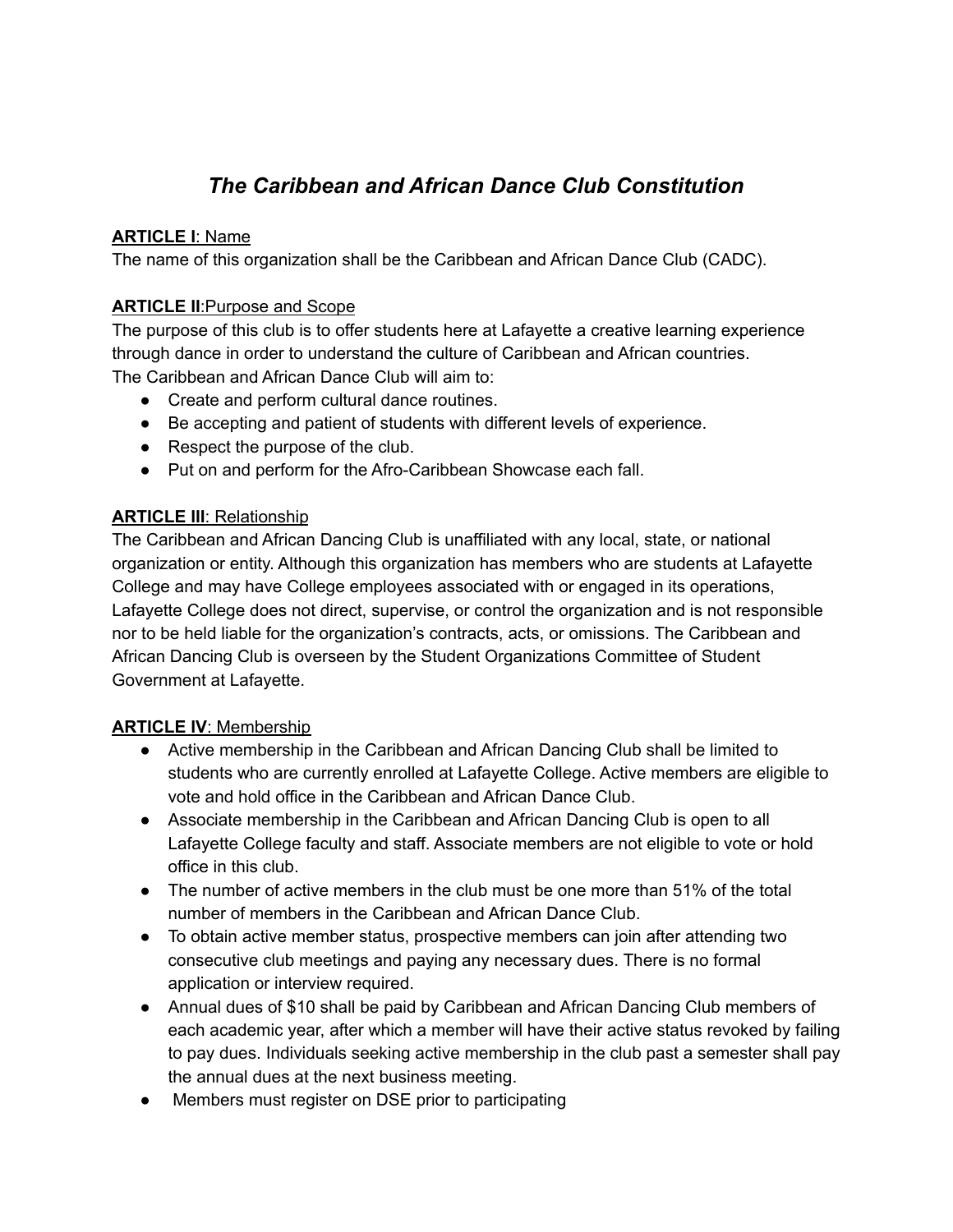# *The Caribbean and African Dance Club Constitution*

**ARTICLE I**: Name

The name of this organization shall be the Caribbean and African Dance Club (CADC).

**ARTICLE II**:Purpose and Scope

The purpose of this club is to offer students here at Lafayette a creative learning experience through dance in order to understand the culture of Caribbean and African countries.

The Caribbean and African Dance Club will aim to:

- Create and perform cultural dance routines.
- Be accepting and patient of students with different levels of experience.
- Respect the purpose of the club.
- Put on and perform for the Afro-Caribbean Showcase each fall.

**ARTICLE III**: Relationship

The Caribbean and African Dancing Club is unaffiliated with any local, state, or national organization or entity. Although this organization has members who are students at Lafayette College and may have College employees associated with or engaged in its operations, Lafayette College does not direct, supervise, or control the organization and is not responsible nor to be held liable for the organization's contracts, acts, or omissions. The Caribbean and African Dancing Club is overseen by the Student Organizations Committee of Student Government at Lafayette.

**ARTICLE IV**: Membership

- Active membership in the Caribbean and African Dancing Club shall be limited to students who are currently enrolled at Lafayette College. Active members are eligible to vote and hold office in the Caribbean and African Dance Club.
- Associate membership in the Caribbean and African Dancing Club is open to all Lafayette College faculty and staff. Associate members are not eligible to vote or hold office in this club.
- The number of active members in the club must be one more than 51% of the total number of members in the Caribbean and African Dance Club.
- To obtain active member status, prospective members can join after attending two consecutive club meetings and paying any necessary dues. There is no formal application or interview required.
- Annual dues of $10 shall be paid by Caribbean and African Dancing Club members of each academic year, after which a member will have their active status revoked by failing to pay dues. Individuals seeking active membership in the club past a semester shall pay the annual dues at the next business meeting.
- Members must register on DSE prior to participating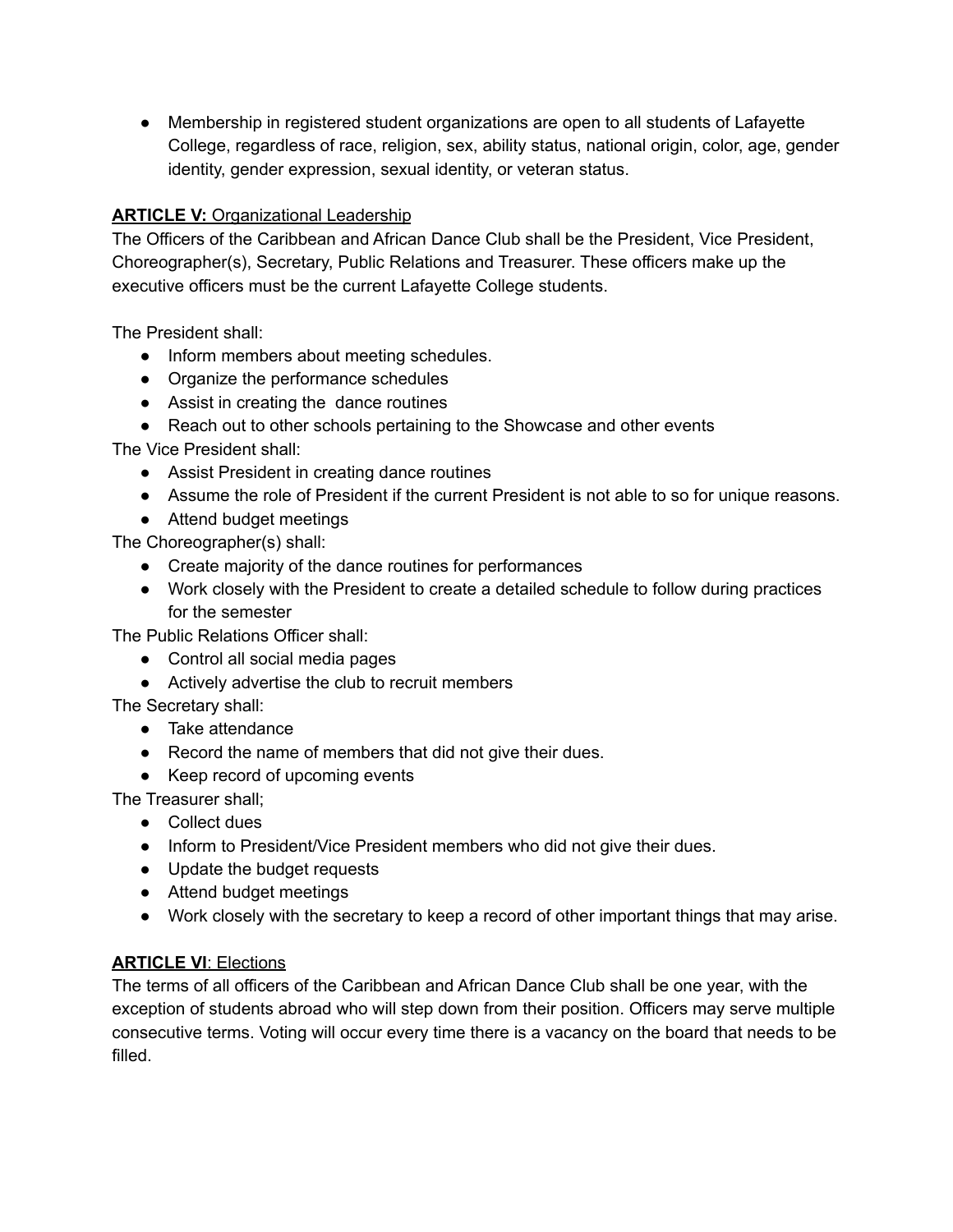- Membership in registered student organizations are open to all students of Lafayette College, regardless of race, religion, sex, ability status, national origin, color, age, gender identity, gender expression, sexual identity, or veteran status.

**ARTICLE V:** Organizational Leadership

The Officers of the Caribbean and African Dance Club shall be the President, Vice President, Choreographer(s), Secretary, Public Relations and Treasurer. These officers make up the executive officers must be the current Lafayette College students.

The President shall:

- Inform members about meeting schedules.
- Organize the performance schedules
- Assist in creating the dance routines
- Reach out to other schools pertaining to the Showcase and other events

The Vice President shall:

- Assist President in creating dance routines
- Assume the role of President if the current President is not able to so for unique reasons.
- Attend budget meetings

The Choreographer(s) shall:

- Create majority of the dance routines for performances
- Work closely with the President to create a detailed schedule to follow during practices for the semester

The Public Relations Officer shall:

- Control all social media pages
- Actively advertise the club to recruit members

The Secretary shall:

- Take attendance
- Record the name of members that did not give their dues.
- Keep record of upcoming events

The Treasurer shall;

- Collect dues
- Inform to President/Vice President members who did not give their dues.
- Update the budget requests
- Attend budget meetings
- Work closely with the secretary to keep a record of other important things that may arise.

**ARTICLE VI**: Elections

The terms of all officers of the Caribbean and African Dance Club shall be one year, with the exception of students abroad who will step down from their position. Officers may serve multiple consecutive terms. Voting will occur every time there is a vacancy on the board that needs to be filled.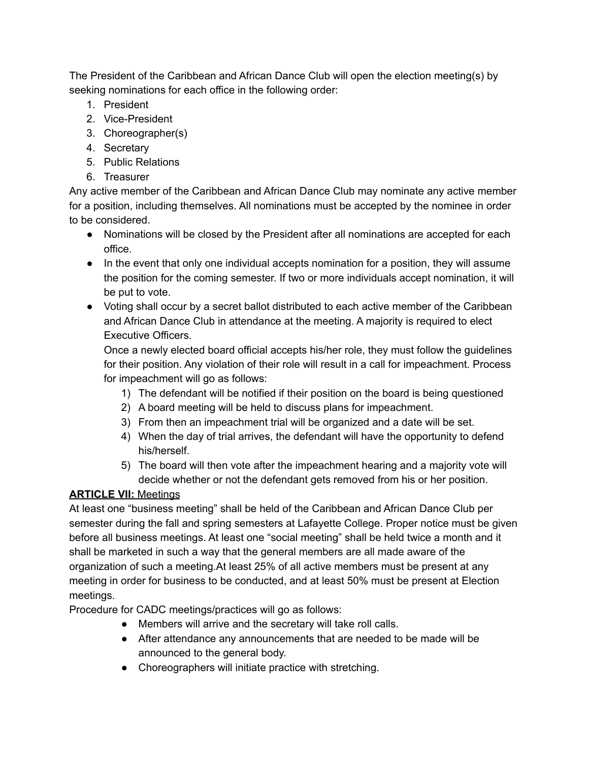The President of the Caribbean and African Dance Club will open the election meeting(s) by seeking nominations for each office in the following order:

1. President
2. Vice-President
3. Choreographer(s)
4. Secretary
5. Public Relations
6. Treasurer

Any active member of the Caribbean and African Dance Club may nominate any active member for a position, including themselves. All nominations must be accepted by the nominee in order to be considered.

- Nominations will be closed by the President after all nominations are accepted for each office.
- In the event that only one individual accepts nomination for a position, they will assume the position for the coming semester. If two or more individuals accept nomination, it will be put to vote.
- Voting shall occur by a secret ballot distributed to each active member of the Caribbean and African Dance Club in attendance at the meeting. A majority is required to elect Executive Officers.

  Once a newly elected board official accepts his/her role, they must follow the guidelines for their position. Any violation of their role will result in a call for impeachment. Process for impeachment will go as follows:

  1) The defendant will be notified if their position on the board is being questioned
  2) A board meeting will be held to discuss plans for impeachment.
  3) From then an impeachment trial will be organized and a date will be set.
  4) When the day of trial arrives, the defendant will have the opportunity to defend his/herself.
  5) The board will then vote after the impeachment hearing and a majority vote will decide whether or not the defendant gets removed from his or her position.

**ARTICLE VII:** Meetings

At least one "business meeting" shall be held of the Caribbean and African Dance Club per semester during the fall and spring semesters at Lafayette College. Proper notice must be given before all business meetings. At least one "social meeting" shall be held twice a month and it shall be marketed in such a way that the general members are all made aware of the organization of such a meeting.At least 25% of all active members must be present at any meeting in order for business to be conducted, and at least 50% must be present at Election meetings.

Procedure for CADC meetings/practices will go as follows:

- Members will arrive and the secretary will take roll calls.
- After attendance any announcements that are needed to be made will be announced to the general body.
- Choreographers will initiate practice with stretching.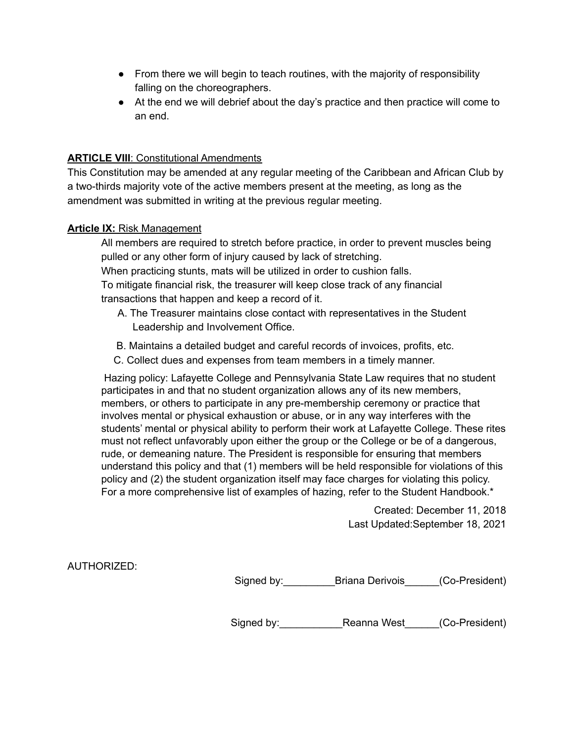- From there we will begin to teach routines, with the majority of responsibility falling on the choreographers.
- At the end we will debrief about the day's practice and then practice will come to an end.

**ARTICLE VIII**: Constitutional Amendments

This Constitution may be amended at any regular meeting of the Caribbean and African Club by a two-thirds majority vote of the active members present at the meeting, as long as the amendment was submitted in writing at the previous regular meeting.

**Article IX:** Risk Management

All members are required to stretch before practice, in order to prevent muscles being pulled or any other form of injury caused by lack of stretching.

When practicing stunts, mats will be utilized in order to cushion falls.

To mitigate financial risk, the treasurer will keep close track of any financial transactions that happen and keep a record of it.

A. The Treasurer maintains close contact with representatives in the Student Leadership and Involvement Office.

B. Maintains a detailed budget and careful records of invoices, profits, etc.

C. Collect dues and expenses from team members in a timely manner.

Hazing policy: Lafayette College and Pennsylvania State Law requires that no student participates in and that no student organization allows any of its new members, members, or others to participate in any pre-membership ceremony or practice that involves mental or physical exhaustion or abuse, or in any way interferes with the students' mental or physical ability to perform their work at Lafayette College. These rites must not reflect unfavorably upon either the group or the College or be of a dangerous, rude, or demeaning nature. The President is responsible for ensuring that members understand this policy and that (1) members will be held responsible for violations of this policy and (2) the student organization itself may face charges for violating this policy. For a more comprehensive list of examples of hazing, refer to the Student Handbook.*

Created: December 11, 2018
Last Updated:September 18, 2021

AUTHORIZED:

Signed by:_________Briana Derivois______(Co-President)

Signed by:___________Reanna West______(Co-President)